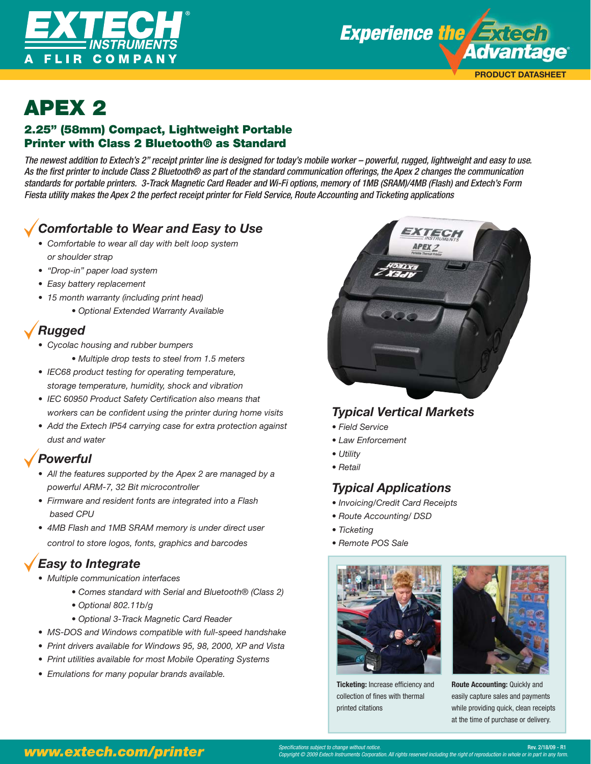# APEX 2

## 2.25" (58mm) Compact, Lightweight Portable Printer with Class 2 Bluetooth® as Standard

*The newest addition to Extech's 2" receipt printer line is designed for today's mobile worker – powerful, rugged, lightweight and easy to use. As the first printer to include Class 2 Bluetooth® as part of the standard communication offerings, the Apex 2 changes the communication standards for portable printers. 3-Track Magnetic Card Reader and Wi-Fi options, memory of 1MB (SRAM)/4MB (Flash) and Extech's Form Fiesta utility makes the Apex 2 the perfect receipt printer for Field Service, Route Accounting and Ticketing applications*

### Comfortable to Wear and Easy to Use

- Comfortable to wear all day with belt loop system or shoulder strap
- "Drop-in" paper load system
- Easy battery replacement
- 15 month warranty (including print head)
  - Optional Extended Warranty Available

### Rugged

- Cycolac housing and rubber bumpers
  - Multiple drop tests to steel from 1.5 meters
- IEC68 product testing for operating temperature, storage temperature, humidity, shock and vibration
- IEC 60950 Product Safety Certification also means that workers can be confident using the printer during home visits
- Add the Extech IP54 carrying case for extra protection against dust and water

### Powerful

- All the features supported by the Apex 2 are managed by a powerful ARM-7, 32 Bit microcontroller
- Firmware and resident fonts are integrated into a Flash based CPU
- 4MB Flash and 1MB SRAM memory is under direct user control to store logos, fonts, graphics and barcodes

### Easy to Integrate

- Multiple communication interfaces
  - Comes standard with Serial and Bluetooth® (Class 2)
  - Optional 802.11b/g
  - Optional 3-Track Magnetic Card Reader
- MS-DOS and Windows compatible with full-speed handshake
- Print drivers available for Windows 95, 98, 2000, XP and Vista
- Print utilities available for most Mobile Operating Systems
- Emulations for many popular brands available.

### Typical Vertical Markets

- Field Service
- Law Enforcement
- Utility
- Retail

### Typical Applications

- Invoicing/Credit Card Receipts
- Route Accounting/ DSD
- Ticketing
- Remote POS Sale

**Ticketing:** Increase efficiency and collection of fines with thermal printed citations

**Route Accounting:** Quickly and easily capture sales and payments while providing quick, clean receipts at the time of purchase or delivery.

www.extech.com/printer

*Specifications subject to change without notice.*
*Copyright © 2009 Extech Instruments Corporation. All rights reserved including the right of reproduction in whole or in part in any form.*

Rev. 2/18/09 - R1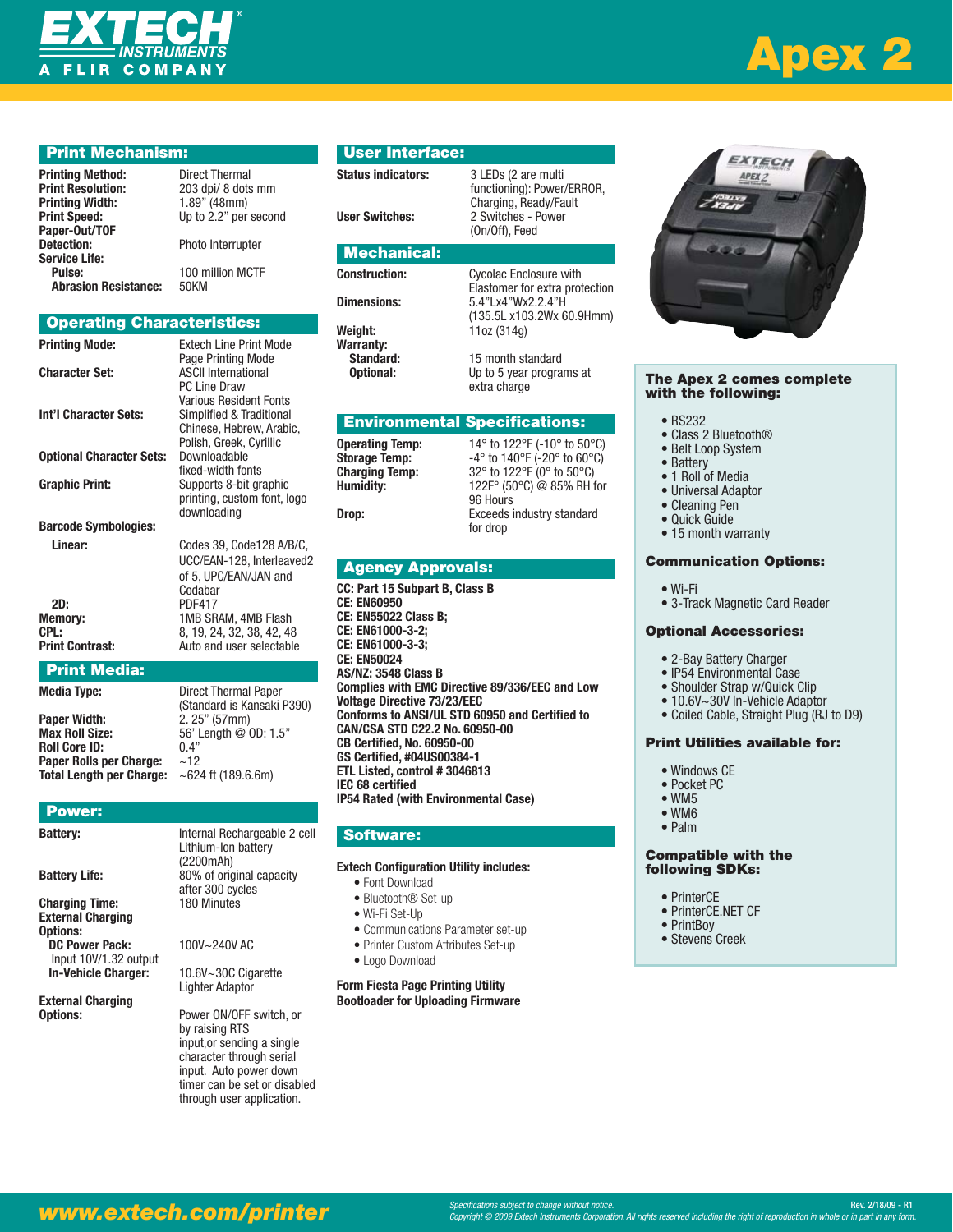# Apex 2

## Print Mechanism:

| | |
|---|---|
| **Printing Method:** | Direct Thermal |
| **Print Resolution:** | 203 dpi/ 8 dots mm |
| **Printing Width:** | 1.89" (48mm) |
| **Print Speed:** | Up to 2.2" per second |
| **Paper-Out/TOF Detection:** | Photo Interrupter |
| **Service Life:** | |
| **Pulse:** | 100 million MCTF |
| **Abrasion Resistance:** | 50KM |

## Operating Characteristics:

| | |
|---|---|
| **Printing Mode:** | Extech Line Print Mode<br>Page Printing Mode |
| **Character Set:** | ASCII International<br>PC Line Draw<br>Various Resident Fonts |
| **Int'l Character Sets:** | Simplified & Traditional Chinese, Hebrew, Arabic, Polish, Greek, Cyrillic |
| **Optional Character Sets:** | Downloadable fixed-width fonts |
| **Graphic Print:** | Supports 8-bit graphic printing, custom font, logo downloading |
| **Barcode Symbologies:** | |
| **Linear:** | Codes 39, Code128 A/B/C, UCC/EAN-128, Interleaved2 of 5, UPC/EAN/JAN and Codabar |
| **2D:** | PDF417 |
| **Memory:** | 1MB SRAM, 4MB Flash |
| **CPL:** | 8, 19, 24, 32, 38, 42, 48 |
| **Print Contrast:** | Auto and user selectable |

## Print Media:

| | |
|---|---|
| **Media Type:** | Direct Thermal Paper (Standard is Kansaki P390) |
| **Paper Width:** | 2. 25" (57mm) |
| **Max Roll Size:** | 56' Length @ OD: 1.5" |
| **Roll Core ID:** | 0.4" |
| **Paper Rolls per Charge:** | ~12 |
| **Total Length per Charge:** | ~624 ft (189.6m) |

## Power:

| | |
|---|---|
| **Battery:** | Internal Rechargeable 2 cell Lithium-Ion battery (2200mAh) |
| **Battery Life:** | 80% of original capacity after 300 cycles |
| **Charging Time:** | 180 Minutes |
| **External Charging Options:** | |
| **DC Power Pack:**<br>Input 10V/1.32 output | 100V~240V AC |
| **In-Vehicle Charger:** | 10.6V~30C Cigarette Lighter Adaptor |
| **External Charging Options:** | Power ON/OFF switch, or by raising RTS input,or sending a single character through serial input. Auto power down timer can be set or disabled through user application. |

## User Interface:

| | |
|---|---|
| **Status indicators:** | 3 LEDs (2 are multi functioning): Power/ERROR, Charging, Ready/Fault |
| **User Switches:** | 2 Switches - Power (On/Off), Feed |

## Mechanical:

| | |
|---|---|
| **Construction:** | Cycolac Enclosure with Elastomer for extra protection |
| **Dimensions:** | 5.4"Lx4"Wx2.2.4"H (135.5L x103.2Wx 60.9Hmm) |
| **Weight:** | 11oz (314g) |
| **Warranty:** | |
| **Standard:** | 15 month standard |
| **Optional:** | Up to 5 year programs at extra charge |

## Environmental Specifications:

| | |
|---|---|
| **Operating Temp:** | 14° to 122°F (-10° to 50°C) |
| **Storage Temp:** | -4° to 140°F (-20° to 60°C) |
| **Charging Temp:** | 32° to 122°F (0° to 50°C) |
| **Humidity:** | 122F° (50°C) @ 85% RH for 96 Hours |
| **Drop:** | Exceeds industry standard for drop |

## Agency Approvals:

**CC: Part 15 Subpart B, Class B**
**CE: EN60950**
**CE: EN55022 Class B;**
**CE: EN61000-3-2;**
**CE: EN61000-3-3;**
**CE: EN50024**
**AS/NZ: 3548 Class B**
**Complies with EMC Directive 89/336/EEC and Low Voltage Directive 73/23/EEC**
**Conforms to ANSI/UL STD 60950 and Certified to CAN/CSA STD C22.2 No. 60950-00**
**CB Certified, No. 60950-00**
**GS Certified, #04US00384-1**
**ETL Listed, control # 3046813**
**IEC 68 certified**
**IP54 Rated (with Environmental Case)**

## Software:

**Extech Configuration Utility includes:**

- Font Download
- Bluetooth® Set-up
- Wi-Fi Set-Up
- Communications Parameter set-up
- Printer Custom Attributes Set-up
- Logo Download

**Form Fiesta Page Printing Utility**
**Bootloader for Uploading Firmware**

### The Apex 2 comes complete with the following:

- RS232
- Class 2 Bluetooth®
- Belt Loop System
- Battery
- 1 Roll of Media
- Universal Adaptor
- Cleaning Pen
- Quick Guide
- 15 month warranty

### Communication Options:

- Wi-Fi
- 3-Track Magnetic Card Reader

### Optional Accessories:

- 2-Bay Battery Charger
- IP54 Environmental Case
- Shoulder Strap w/Quick Clip
- 10.6V~30V In-Vehicle Adaptor
- Coiled Cable, Straight Plug (RJ to D9)

### Print Utilities available for:

- Windows CE
- Pocket PC
- WM5
- WM6
- Palm

### Compatible with the following SDKs:

- PrinterCE
- PrinterCE.NET CF
- PrintBoy
- Stevens Creek

**www.extech.com/printer**

*Specifications subject to change without notice.*
*Copyright © 2009 Extech Instruments Corporation. All rights reserved including the right of reproduction in whole or in part in any form.*

Rev. 2/18/09 - R1